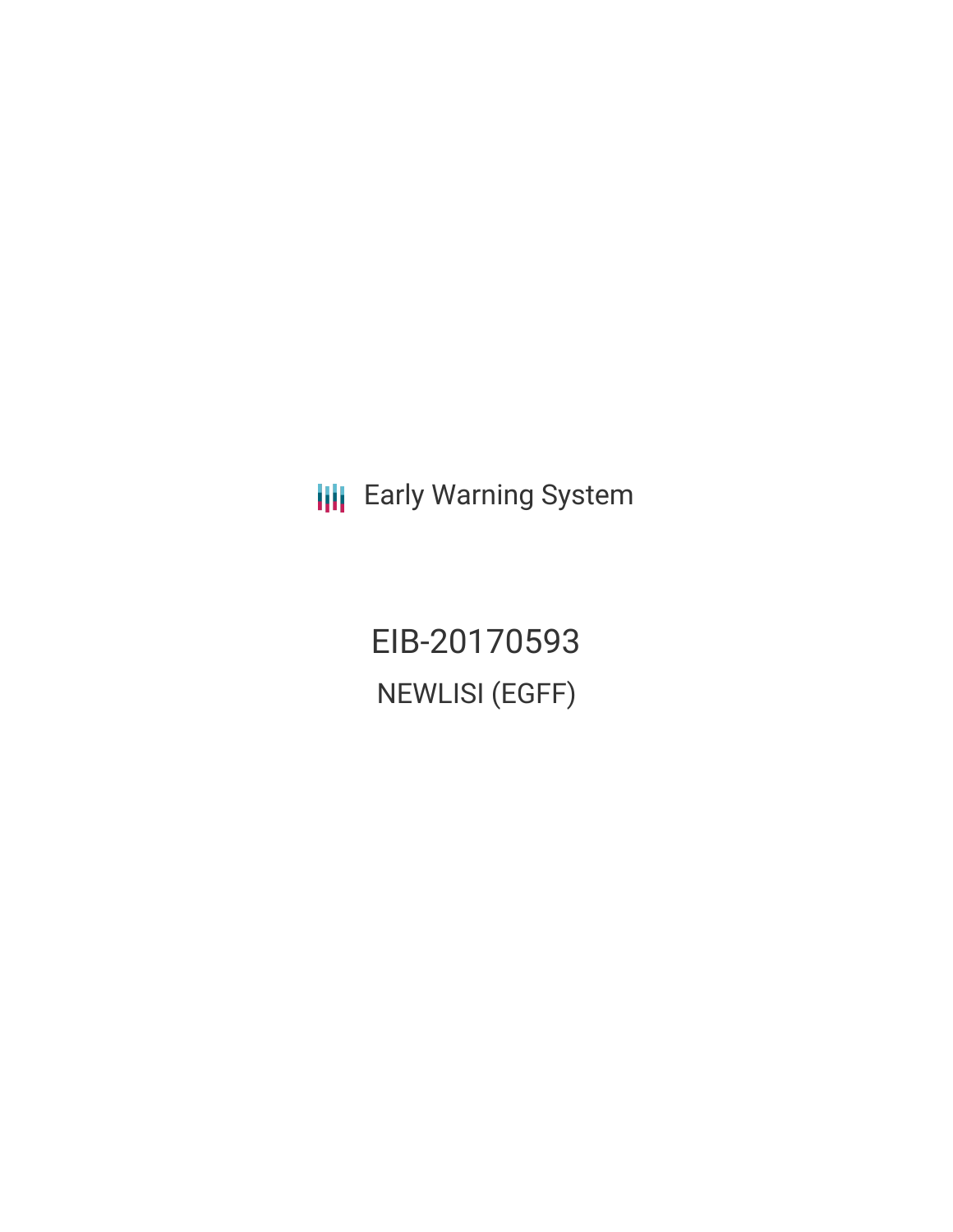Early Warning System

# EIB-20170593

## NEWLISI (EGFF)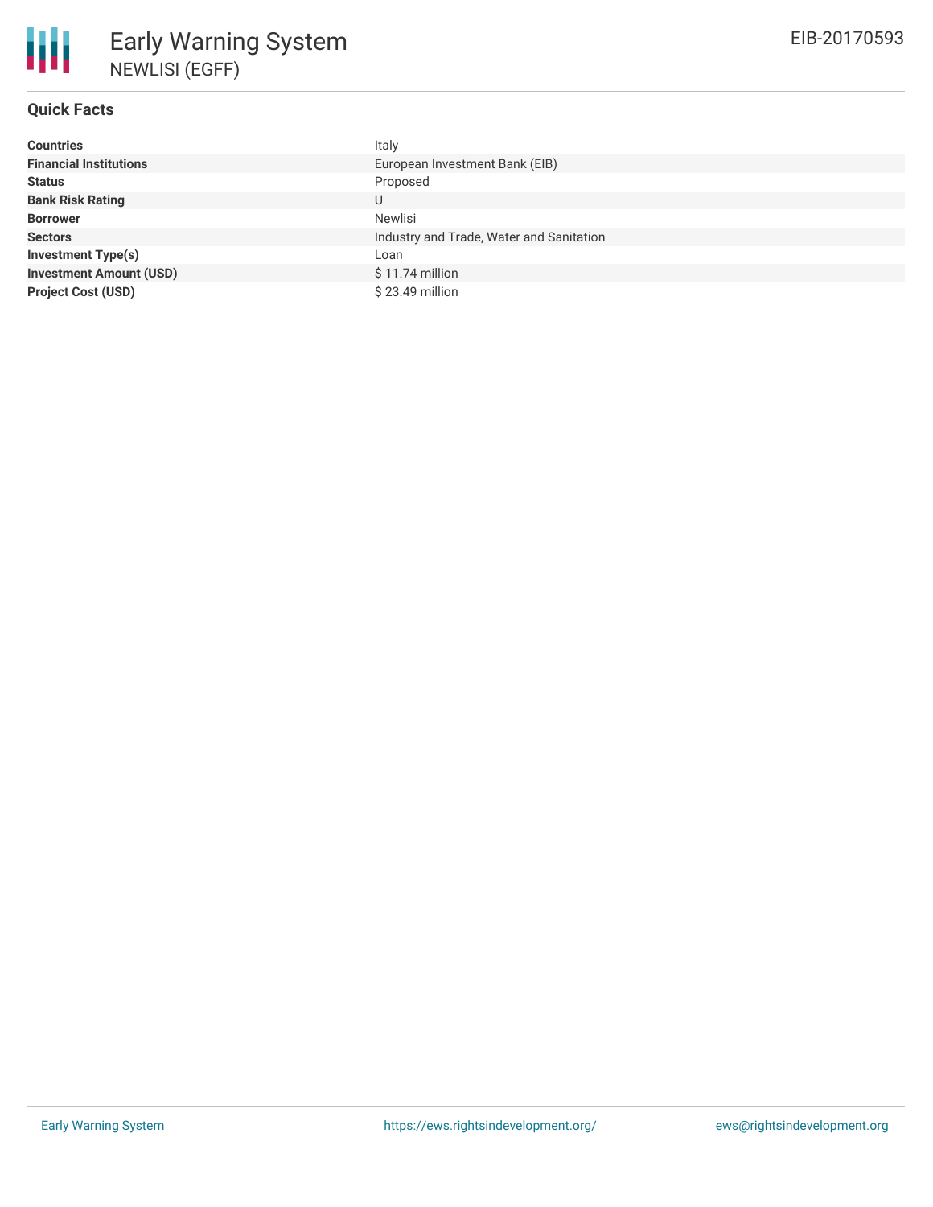# Early Warning System

NEWLISI (EGFF)

EIB-20170593

## Quick Facts

| | |
|---|---|
| **Countries** | Italy |
| **Financial Institutions** | European Investment Bank (EIB) |
| **Status** | Proposed |
| **Bank Risk Rating** | U |
| **Borrower** | Newlisi |
| **Sectors** | Industry and Trade, Water and Sanitation |
| **Investment Type(s)** | Loan |
| **Investment Amount (USD)** | $ 11.74 million |
| **Project Cost (USD)** | $ 23.49 million |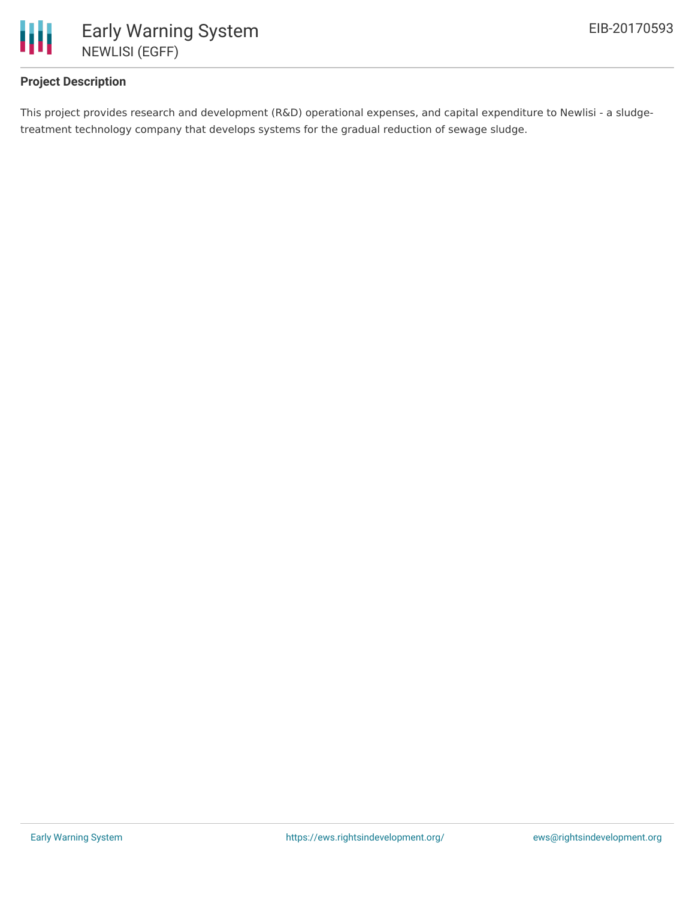## Project Description

This project provides research and development (R&D) operational expenses, and capital expenditure to Newlisi - a sludge-treatment technology company that develops systems for the gradual reduction of sewage sludge.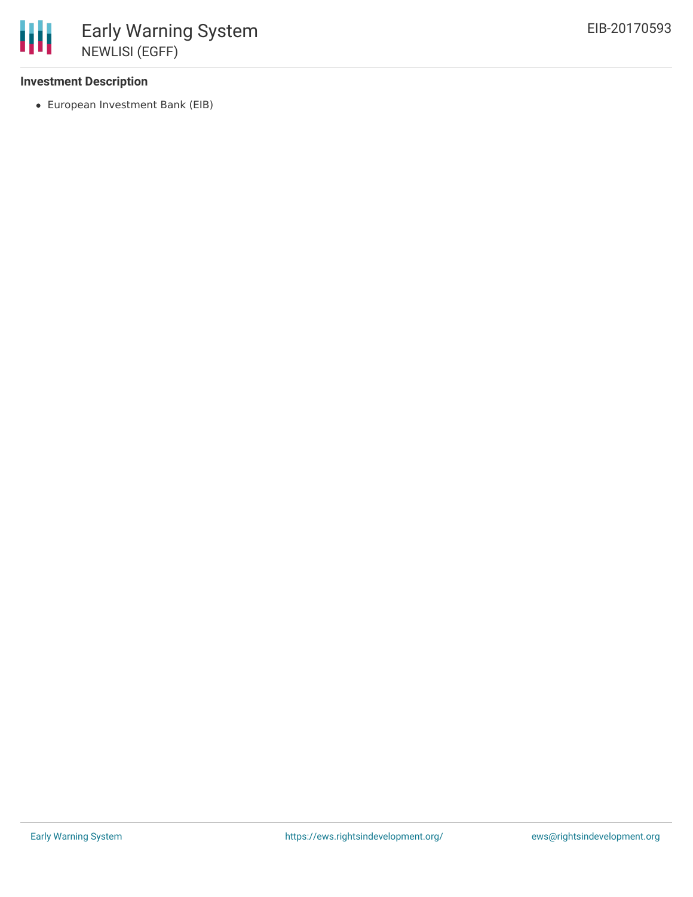### Investment Description

- European Investment Bank (EIB)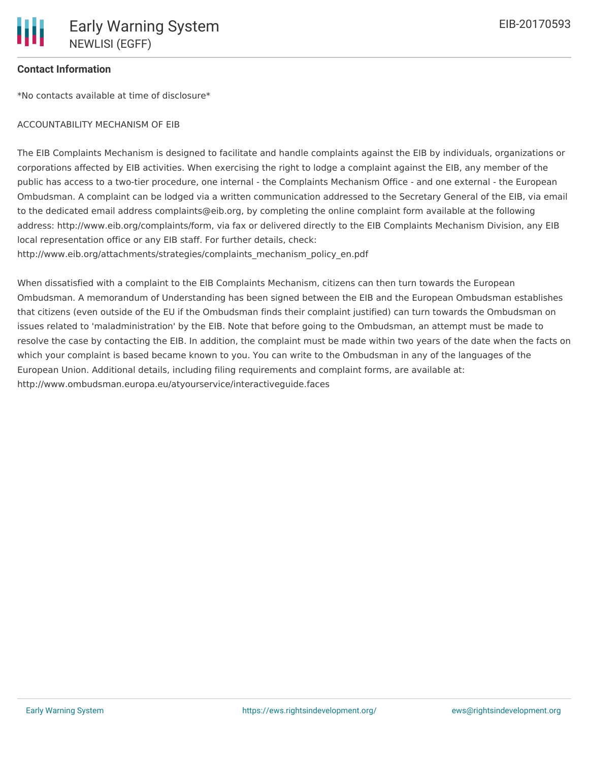### Contact Information

*No contacts available at time of disclosure*

ACCOUNTABILITY MECHANISM OF EIB

The EIB Complaints Mechanism is designed to facilitate and handle complaints against the EIB by individuals, organizations or corporations affected by EIB activities. When exercising the right to lodge a complaint against the EIB, any member of the public has access to a two-tier procedure, one internal - the Complaints Mechanism Office - and one external - the European Ombudsman. A complaint can be lodged via a written communication addressed to the Secretary General of the EIB, via email to the dedicated email address complaints@eib.org, by completing the online complaint form available at the following address: http://www.eib.org/complaints/form, via fax or delivered directly to the EIB Complaints Mechanism Division, any EIB local representation office or any EIB staff. For further details, check: http://www.eib.org/attachments/strategies/complaints_mechanism_policy_en.pdf

When dissatisfied with a complaint to the EIB Complaints Mechanism, citizens can then turn towards the European Ombudsman. A memorandum of Understanding has been signed between the EIB and the European Ombudsman establishes that citizens (even outside of the EU if the Ombudsman finds their complaint justified) can turn towards the Ombudsman on issues related to 'maladministration' by the EIB. Note that before going to the Ombudsman, an attempt must be made to resolve the case by contacting the EIB. In addition, the complaint must be made within two years of the date when the facts on which your complaint is based became known to you. You can write to the Ombudsman in any of the languages of the European Union. Additional details, including filing requirements and complaint forms, are available at: http://www.ombudsman.europa.eu/atyourservice/interactiveguide.faces